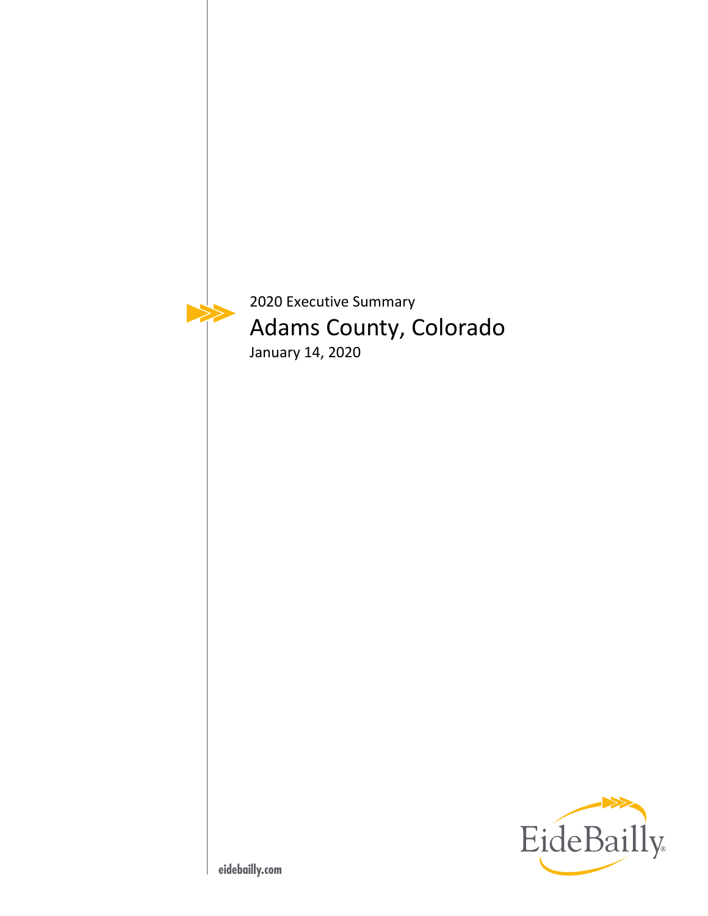2020 Executive Summary

# Adams County, Colorado

January 14, 2020

EideBailly

eidebailly.com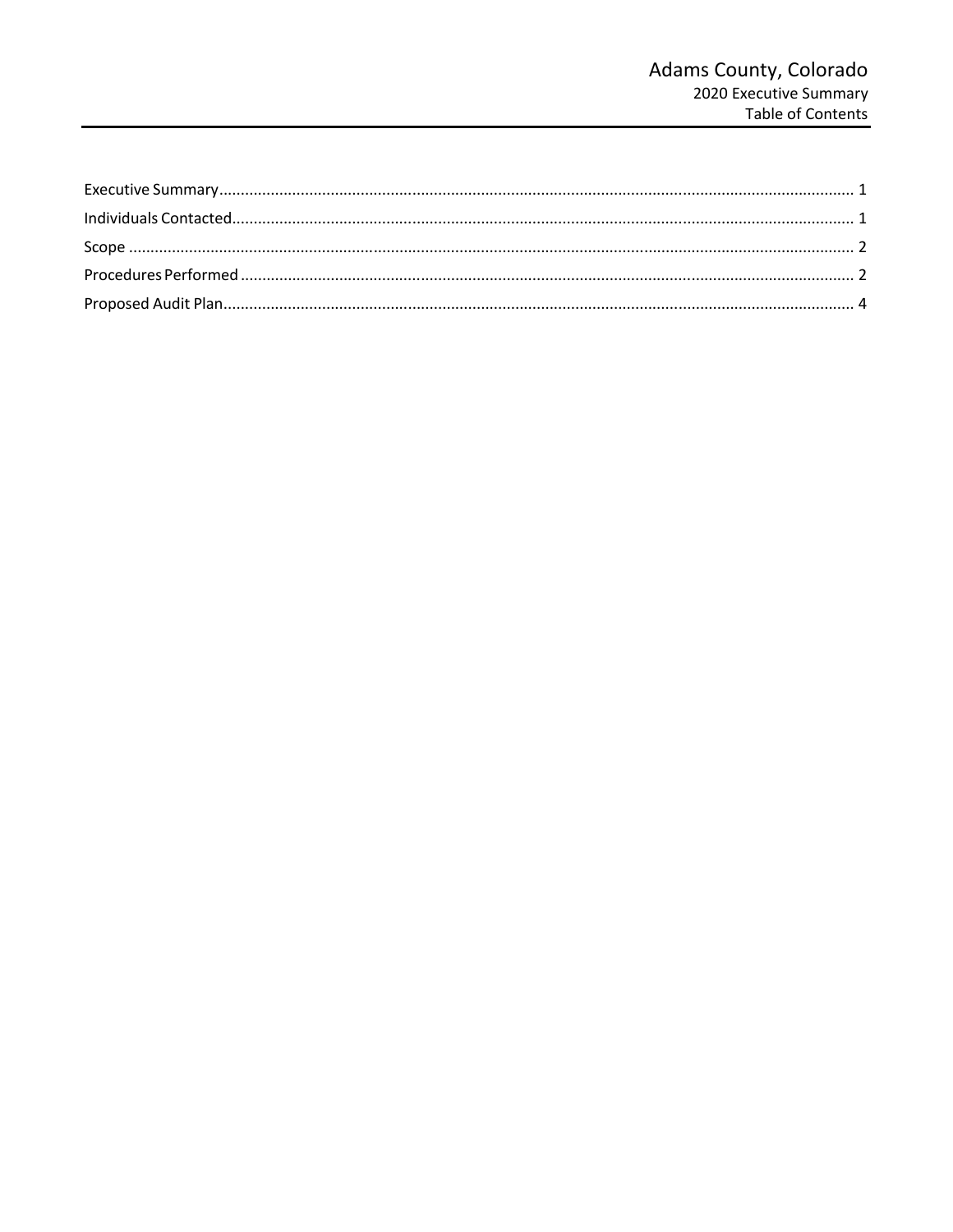# Table of Contents

Executive Summary .......... 1
Individuals Contacted .......... 1
Scope .......... 2
Procedures Performed .......... 2
Proposed Audit Plan .......... 4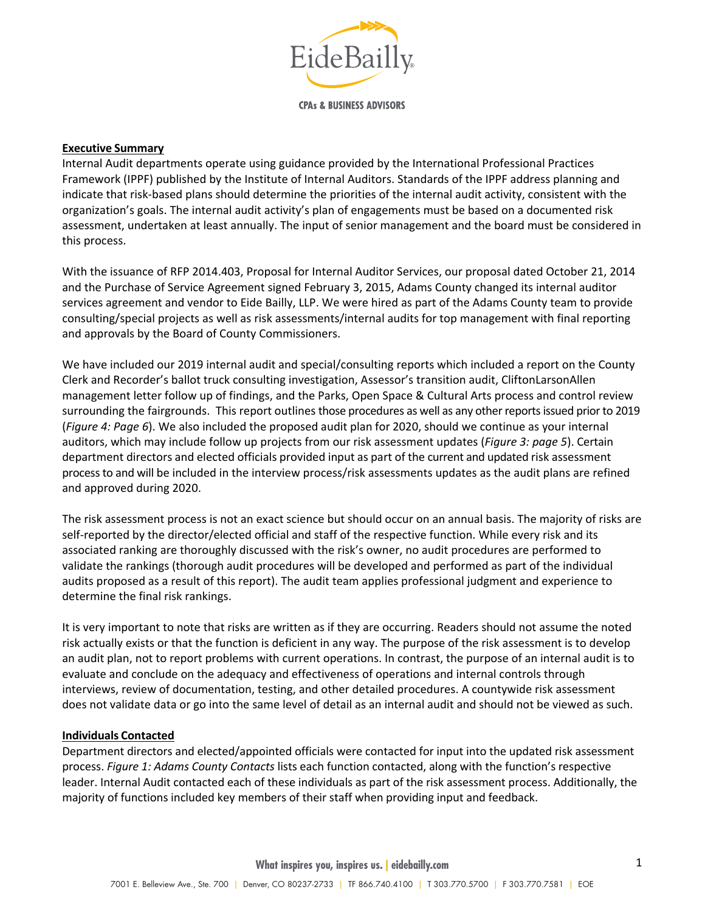## Executive Summary

Internal Audit departments operate using guidance provided by the International Professional Practices Framework (IPPF) published by the Institute of Internal Auditors. Standards of the IPPF address planning and indicate that risk-based plans should determine the priorities of the internal audit activity, consistent with the organization's goals. The internal audit activity's plan of engagements must be based on a documented risk assessment, undertaken at least annually. The input of senior management and the board must be considered in this process.

With the issuance of RFP 2014.403, Proposal for Internal Auditor Services, our proposal dated October 21, 2014 and the Purchase of Service Agreement signed February 3, 2015, Adams County changed its internal auditor services agreement and vendor to Eide Bailly, LLP. We were hired as part of the Adams County team to provide consulting/special projects as well as risk assessments/internal audits for top management with final reporting and approvals by the Board of County Commissioners.

We have included our 2019 internal audit and special/consulting reports which included a report on the County Clerk and Recorder's ballot truck consulting investigation, Assessor's transition audit, CliftonLarsonAllen management letter follow up of findings, and the Parks, Open Space & Cultural Arts process and control review surrounding the fairgrounds. This report outlines those procedures as well as any other reports issued prior to 2019 (*Figure 4: Page 6*). We also included the proposed audit plan for 2020, should we continue as your internal auditors, which may include follow up projects from our risk assessment updates (*Figure 3: page 5*). Certain department directors and elected officials provided input as part of the current and updated risk assessment process to and will be included in the interview process/risk assessments updates as the audit plans are refined and approved during 2020.

The risk assessment process is not an exact science but should occur on an annual basis. The majority of risks are self-reported by the director/elected official and staff of the respective function. While every risk and its associated ranking are thoroughly discussed with the risk's owner, no audit procedures are performed to validate the rankings (thorough audit procedures will be developed and performed as part of the individual audits proposed as a result of this report). The audit team applies professional judgment and experience to determine the final risk rankings.

It is very important to note that risks are written as if they are occurring. Readers should not assume the noted risk actually exists or that the function is deficient in any way. The purpose of the risk assessment is to develop an audit plan, not to report problems with current operations. In contrast, the purpose of an internal audit is to evaluate and conclude on the adequacy and effectiveness of operations and internal controls through interviews, review of documentation, testing, and other detailed procedures. A countywide risk assessment does not validate data or go into the same level of detail as an internal audit and should not be viewed as such.

## Individuals Contacted

Department directors and elected/appointed officials were contacted for input into the updated risk assessment process. *Figure 1: Adams County Contacts* lists each function contacted, along with the function's respective leader. Internal Audit contacted each of these individuals as part of the risk assessment process. Additionally, the majority of functions included key members of their staff when providing input and feedback.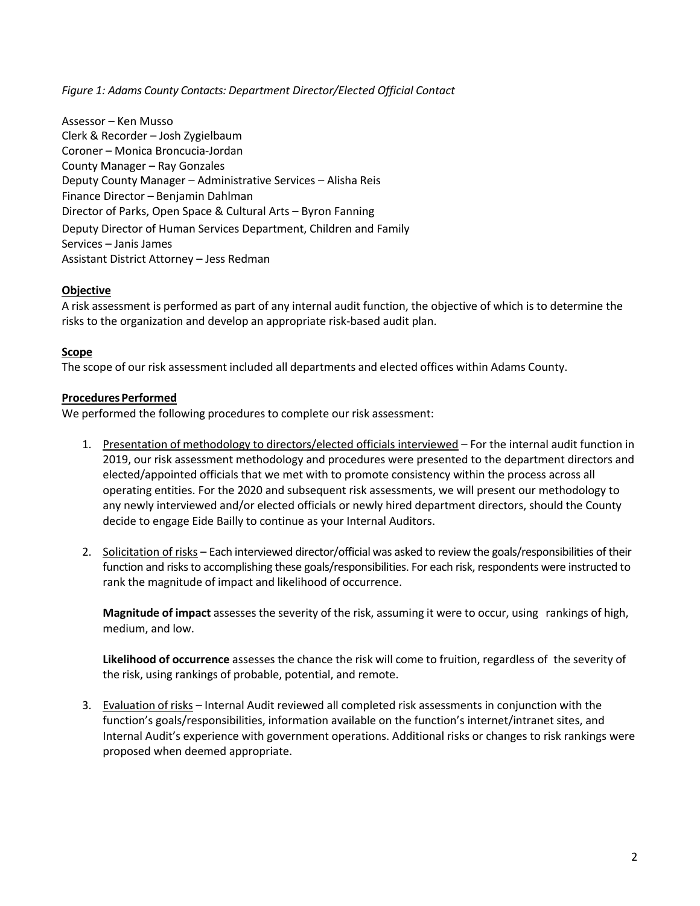*Figure 1: Adams County Contacts: Department Director/Elected Official Contact*

Assessor – Ken Musso
Clerk & Recorder – Josh Zygielbaum
Coroner – Monica Broncucia-Jordan
County Manager – Ray Gonzales
Deputy County Manager – Administrative Services – Alisha Reis
Finance Director – Benjamin Dahlman
Director of Parks, Open Space & Cultural Arts – Byron Fanning
Deputy Director of Human Services Department, Children and Family Services – Janis James
Assistant District Attorney – Jess Redman

**Objective**

A risk assessment is performed as part of any internal audit function, the objective of which is to determine the risks to the organization and develop an appropriate risk-based audit plan.

**Scope**

The scope of our risk assessment included all departments and elected offices within Adams County.

**Procedures Performed**

We performed the following procedures to complete our risk assessment:

1. Presentation of methodology to directors/elected officials interviewed – For the internal audit function in 2019, our risk assessment methodology and procedures were presented to the department directors and elected/appointed officials that we met with to promote consistency within the process across all operating entities. For the 2020 and subsequent risk assessments, we will present our methodology to any newly interviewed and/or elected officials or newly hired department directors, should the County decide to engage Eide Bailly to continue as your Internal Auditors.

2. Solicitation of risks – Each interviewed director/official was asked to review the goals/responsibilities of their function and risks to accomplishing these goals/responsibilities. For each risk, respondents were instructed to rank the magnitude of impact and likelihood of occurrence.

   **Magnitude of impact** assesses the severity of the risk, assuming it were to occur, using rankings of high, medium, and low.

   **Likelihood of occurrence** assesses the chance the risk will come to fruition, regardless of the severity of the risk, using rankings of probable, potential, and remote.

3. Evaluation of risks – Internal Audit reviewed all completed risk assessments in conjunction with the function's goals/responsibilities, information available on the function's internet/intranet sites, and Internal Audit's experience with government operations. Additional risks or changes to risk rankings were proposed when deemed appropriate.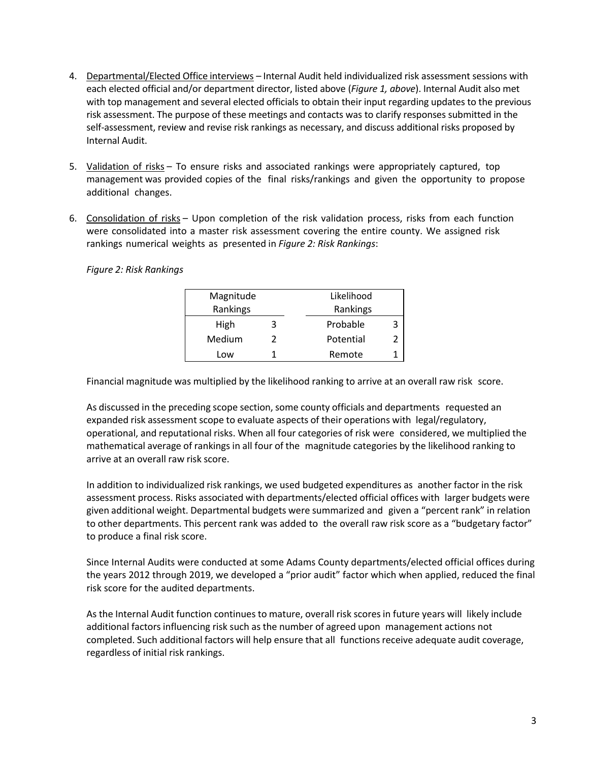4. Departmental/Elected Office interviews – Internal Audit held individualized risk assessment sessions with each elected official and/or department director, listed above (*Figure 1, above*). Internal Audit also met with top management and several elected officials to obtain their input regarding updates to the previous risk assessment. The purpose of these meetings and contacts was to clarify responses submitted in the self-assessment, review and revise risk rankings as necessary, and discuss additional risks proposed by Internal Audit.

5. Validation of risks – To ensure risks and associated rankings were appropriately captured, top management was provided copies of the final risks/rankings and given the opportunity to propose additional changes.

6. Consolidation of risks – Upon completion of the risk validation process, risks from each function were consolidated into a master risk assessment covering the entire county. We assigned risk rankings numerical weights as presented in *Figure 2: Risk Rankings*:

*Figure 2: Risk Rankings*

| Magnitude Rankings | | | Likelihood Rankings | |
|---|---|---|---|---|
| High | 3 | | Probable | 3 |
| Medium | 2 | | Potential | 2 |
| Low | 1 | | Remote | 1 |

Financial magnitude was multiplied by the likelihood ranking to arrive at an overall raw risk score.

As discussed in the preceding scope section, some county officials and departments requested an expanded risk assessment scope to evaluate aspects of their operations with legal/regulatory, operational, and reputational risks. When all four categories of risk were considered, we multiplied the mathematical average of rankings in all four of the magnitude categories by the likelihood ranking to arrive at an overall raw risk score.

In addition to individualized risk rankings, we used budgeted expenditures as another factor in the risk assessment process. Risks associated with departments/elected official offices with larger budgets were given additional weight. Departmental budgets were summarized and given a "percent rank" in relation to other departments. This percent rank was added to the overall raw risk score as a "budgetary factor" to produce a final risk score.

Since Internal Audits were conducted at some Adams County departments/elected official offices during the years 2012 through 2019, we developed a "prior audit" factor which when applied, reduced the final risk score for the audited departments.

As the Internal Audit function continues to mature, overall risk scores in future years will likely include additional factors influencing risk such as the number of agreed upon management actions not completed. Such additional factors will help ensure that all functions receive adequate audit coverage, regardless of initial risk rankings.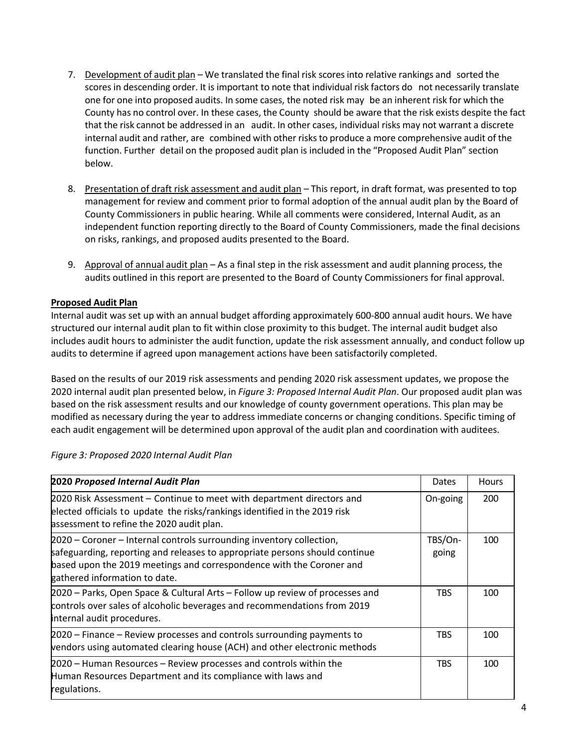7. Development of audit plan – We translated the final risk scores into relative rankings and sorted the scores in descending order. It is important to note that individual risk factors do not necessarily translate one for one into proposed audits. In some cases, the noted risk may be an inherent risk for which the County has no control over. In these cases, the County should be aware that the risk exists despite the fact that the risk cannot be addressed in an audit. In other cases, individual risks may not warrant a discrete internal audit and rather, are combined with other risks to produce a more comprehensive audit of the function. Further detail on the proposed audit plan is included in the "Proposed Audit Plan" section below.

8. Presentation of draft risk assessment and audit plan – This report, in draft format, was presented to top management for review and comment prior to formal adoption of the annual audit plan by the Board of County Commissioners in public hearing. While all comments were considered, Internal Audit, as an independent function reporting directly to the Board of County Commissioners, made the final decisions on risks, rankings, and proposed audits presented to the Board.

9. Approval of annual audit plan – As a final step in the risk assessment and audit planning process, the audits outlined in this report are presented to the Board of County Commissioners for final approval.

**Proposed Audit Plan**

Internal audit was set up with an annual budget affording approximately 600-800 annual audit hours. We have structured our internal audit plan to fit within close proximity to this budget. The internal audit budget also includes audit hours to administer the audit function, update the risk assessment annually, and conduct follow up audits to determine if agreed upon management actions have been satisfactorily completed.

Based on the results of our 2019 risk assessments and pending 2020 risk assessment updates, we propose the 2020 internal audit plan presented below, in *Figure 3: Proposed Internal Audit Plan*. Our proposed audit plan was based on the risk assessment results and our knowledge of county government operations. This plan may be modified as necessary during the year to address immediate concerns or changing conditions. Specific timing of each audit engagement will be determined upon approval of the audit plan and coordination with auditees.

*Figure 3: Proposed 2020 Internal Audit Plan*

| **2020 *Proposed Internal Audit Plan*** | Dates | Hours |
|---|---|---|
| 2020 Risk Assessment – Continue to meet with department directors and elected officials to update the risks/rankings identified in the 2019 risk assessment to refine the 2020 audit plan. | On-going | 200 |
| 2020 – Coroner – Internal controls surrounding inventory collection, safeguarding, reporting and releases to appropriate persons should continue based upon the 2019 meetings and correspondence with the Coroner and gathered information to date. | TBS/On-going | 100 |
| 2020 – Parks, Open Space & Cultural Arts – Follow up review of processes and controls over sales of alcoholic beverages and recommendations from 2019 internal audit procedures. | TBS | 100 |
| 2020 – Finance – Review processes and controls surrounding payments to vendors using automated clearing house (ACH) and other electronic methods | TBS | 100 |
| 2020 – Human Resources – Review processes and controls within the Human Resources Department and its compliance with laws and regulations. | TBS | 100 |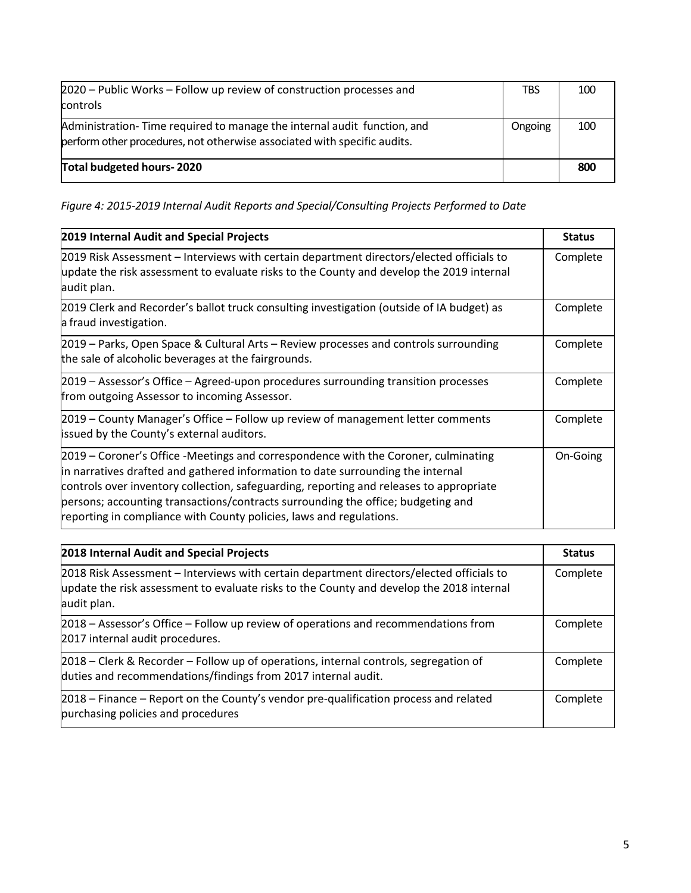| | | |
|---|---|---|
| 2020 – Public Works – Follow up review of construction processes and controls | TBS | 100 |
| Administration- Time required to manage the internal audit function, and perform other procedures, not otherwise associated with specific audits. | Ongoing | 100 |
| **Total budgeted hours- 2020** | | **800** |

*Figure 4: 2015-2019 Internal Audit Reports and Special/Consulting Projects Performed to Date*

| **2019 Internal Audit and Special Projects** | **Status** |
|---|---|
| 2019 Risk Assessment – Interviews with certain department directors/elected officials to update the risk assessment to evaluate risks to the County and develop the 2019 internal audit plan. | Complete |
| 2019 Clerk and Recorder's ballot truck consulting investigation (outside of IA budget) as a fraud investigation. | Complete |
| 2019 – Parks, Open Space & Cultural Arts – Review processes and controls surrounding the sale of alcoholic beverages at the fairgrounds. | Complete |
| 2019 – Assessor's Office – Agreed-upon procedures surrounding transition processes from outgoing Assessor to incoming Assessor. | Complete |
| 2019 – County Manager's Office – Follow up review of management letter comments issued by the County's external auditors. | Complete |
| 2019 – Coroner's Office -Meetings and correspondence with the Coroner, culminating in narratives drafted and gathered information to date surrounding the internal controls over inventory collection, safeguarding, reporting and releases to appropriate persons; accounting transactions/contracts surrounding the office; budgeting and reporting in compliance with County policies, laws and regulations. | On-Going |

| **2018 Internal Audit and Special Projects** | **Status** |
|---|---|
| 2018 Risk Assessment – Interviews with certain department directors/elected officials to update the risk assessment to evaluate risks to the County and develop the 2018 internal audit plan. | Complete |
| 2018 – Assessor's Office – Follow up review of operations and recommendations from 2017 internal audit procedures. | Complete |
| 2018 – Clerk & Recorder – Follow up of operations, internal controls, segregation of duties and recommendations/findings from 2017 internal audit. | Complete |
| 2018 – Finance – Report on the County's vendor pre-qualification process and related purchasing policies and procedures | Complete |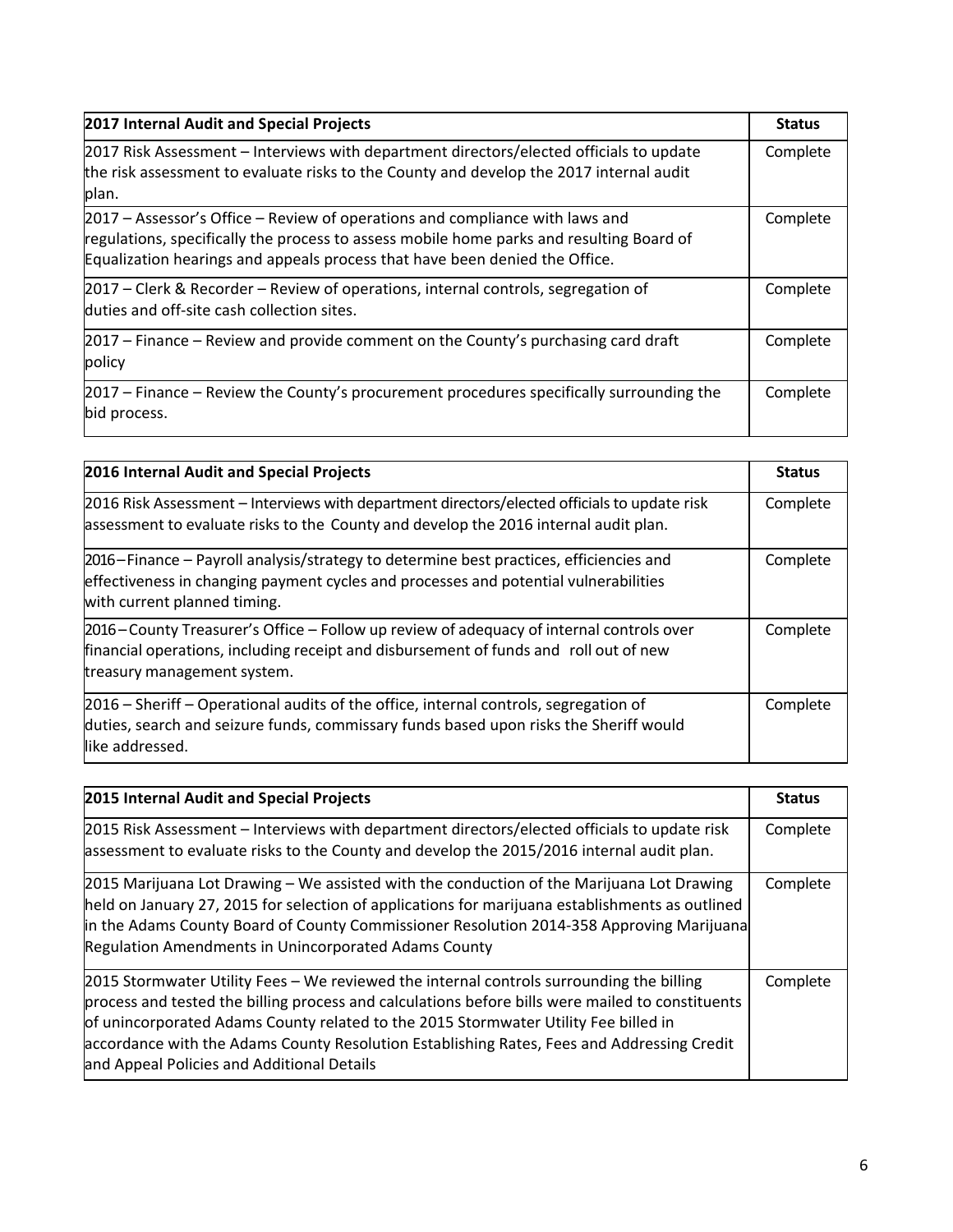| 2017 Internal Audit and Special Projects | Status |
|---|---|
| 2017 Risk Assessment – Interviews with department directors/elected officials to update the risk assessment to evaluate risks to the County and develop the 2017 internal audit plan. | Complete |
| 2017 – Assessor's Office – Review of operations and compliance with laws and regulations, specifically the process to assess mobile home parks and resulting Board of Equalization hearings and appeals process that have been denied the Office. | Complete |
| 2017 – Clerk & Recorder – Review of operations, internal controls, segregation of duties and off-site cash collection sites. | Complete |
| 2017 – Finance – Review and provide comment on the County's purchasing card draft policy | Complete |
| 2017 – Finance – Review the County's procurement procedures specifically surrounding the bid process. | Complete |

| 2016 Internal Audit and Special Projects | Status |
|---|---|
| 2016 Risk Assessment – Interviews with department directors/elected officials to update risk assessment to evaluate risks to the County and develop the 2016 internal audit plan. | Complete |
| 2016–Finance – Payroll analysis/strategy to determine best practices, efficiencies and effectiveness in changing payment cycles and processes and potential vulnerabilities with current planned timing. | Complete |
| 2016–County Treasurer's Office – Follow up review of adequacy of internal controls over financial operations, including receipt and disbursement of funds and roll out of new treasury management system. | Complete |
| 2016 – Sheriff – Operational audits of the office, internal controls, segregation of duties, search and seizure funds, commissary funds based upon risks the Sheriff would like addressed. | Complete |

| 2015 Internal Audit and Special Projects | Status |
|---|---|
| 2015 Risk Assessment – Interviews with department directors/elected officials to update risk assessment to evaluate risks to the County and develop the 2015/2016 internal audit plan. | Complete |
| 2015 Marijuana Lot Drawing – We assisted with the conduction of the Marijuana Lot Drawing held on January 27, 2015 for selection of applications for marijuana establishments as outlined in the Adams County Board of County Commissioner Resolution 2014-358 Approving Marijuana Regulation Amendments in Unincorporated Adams County | Complete |
| 2015 Stormwater Utility Fees – We reviewed the internal controls surrounding the billing process and tested the billing process and calculations before bills were mailed to constituents of unincorporated Adams County related to the 2015 Stormwater Utility Fee billed in accordance with the Adams County Resolution Establishing Rates, Fees and Addressing Credit and Appeal Policies and Additional Details | Complete |